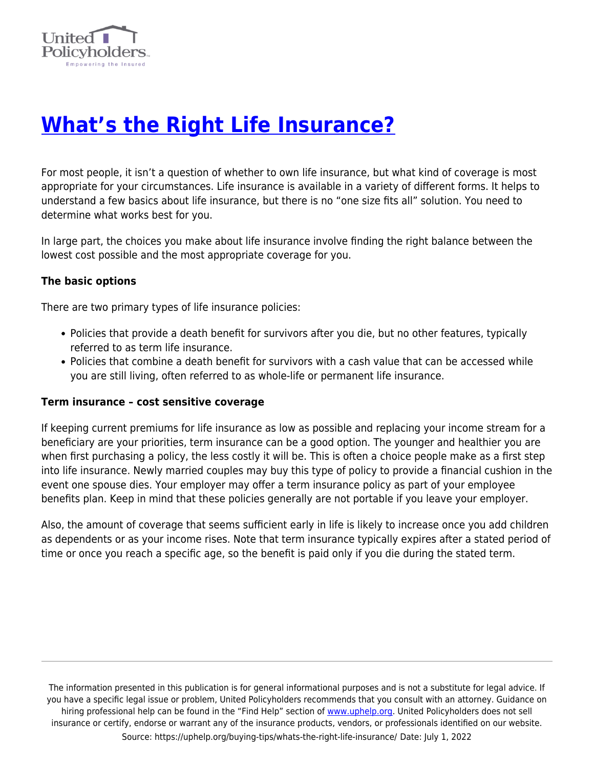# [What's the Right Life Insurance?](https://uphelp.org/buying-tips/whats-the-right-life-insurance/)

For most people, it isn't a question of whether to own life insurance, but what kind of coverage is most appropriate for your circumstances. Life insurance is available in a variety of different forms. It helps to understand a few basics about life insurance, but there is no "one size fits all" solution. You need to determine what works best for you.

In large part, the choices you make about life insurance involve finding the right balance between the lowest cost possible and the most appropriate coverage for you.

**The basic options**

There are two primary types of life insurance policies:

- Policies that provide a death benefit for survivors after you die, but no other features, typically referred to as term life insurance.
- Policies that combine a death benefit for survivors with a cash value that can be accessed while you are still living, often referred to as whole-life or permanent life insurance.

**Term insurance – cost sensitive coverage**

If keeping current premiums for life insurance as low as possible and replacing your income stream for a beneficiary are your priorities, term insurance can be a good option. The younger and healthier you are when first purchasing a policy, the less costly it will be. This is often a choice people make as a first step into life insurance. Newly married couples may buy this type of policy to provide a financial cushion in the event one spouse dies. Your employer may offer a term insurance policy as part of your employee benefits plan. Keep in mind that these policies generally are not portable if you leave your employer.

Also, the amount of coverage that seems sufficient early in life is likely to increase once you add children as dependents or as your income rises. Note that term insurance typically expires after a stated period of time or once you reach a specific age, so the benefit is paid only if you die during the stated term.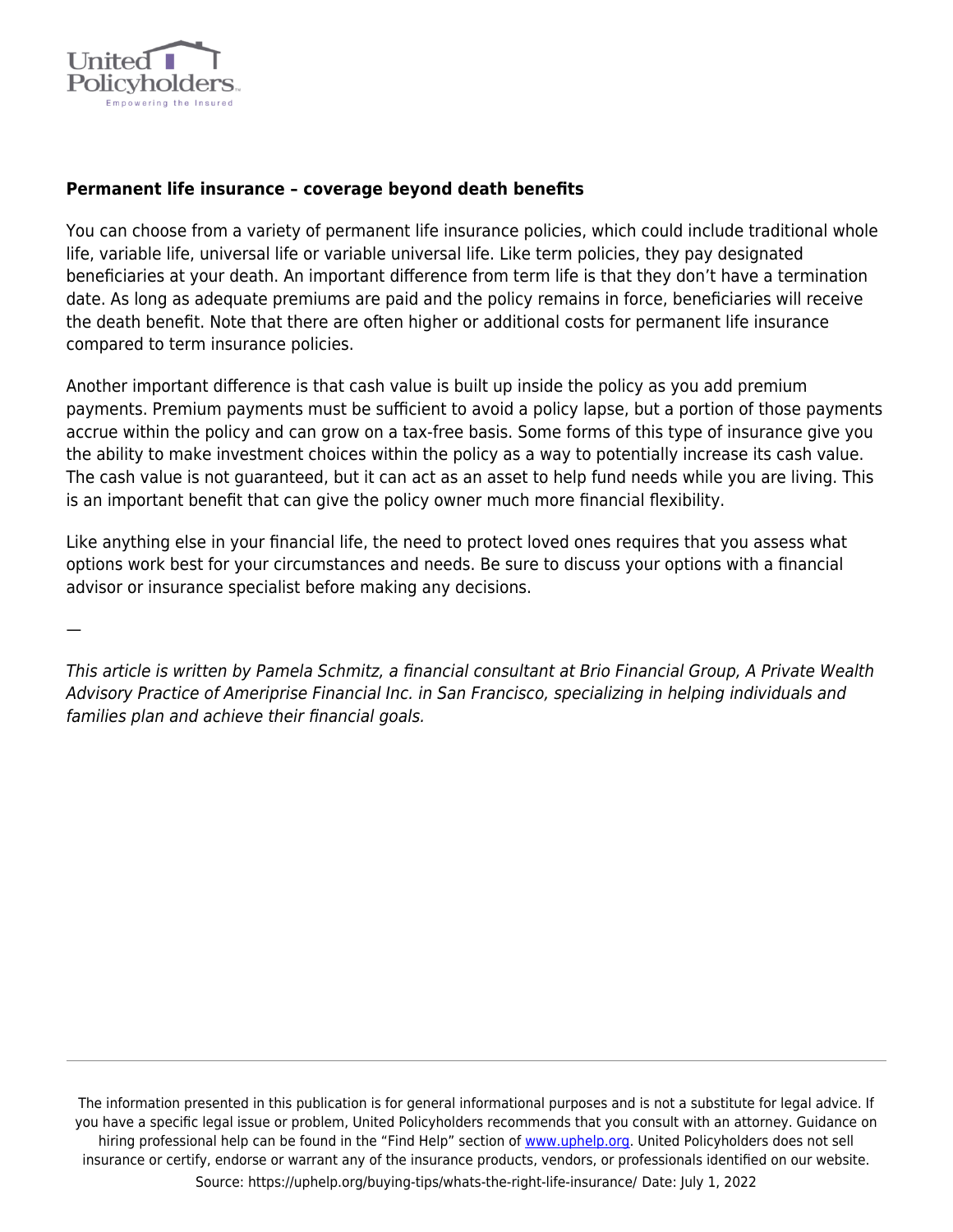**Permanent life insurance – coverage beyond death benefits**

You can choose from a variety of permanent life insurance policies, which could include traditional whole life, variable life, universal life or variable universal life. Like term policies, they pay designated beneficiaries at your death. An important difference from term life is that they don't have a termination date. As long as adequate premiums are paid and the policy remains in force, beneficiaries will receive the death benefit. Note that there are often higher or additional costs for permanent life insurance compared to term insurance policies.

Another important difference is that cash value is built up inside the policy as you add premium payments. Premium payments must be sufficient to avoid a policy lapse, but a portion of those payments accrue within the policy and can grow on a tax-free basis. Some forms of this type of insurance give you the ability to make investment choices within the policy as a way to potentially increase its cash value. The cash value is not guaranteed, but it can act as an asset to help fund needs while you are living. This is an important benefit that can give the policy owner much more financial flexibility.

Like anything else in your financial life, the need to protect loved ones requires that you assess what options work best for your circumstances and needs. Be sure to discuss your options with a financial advisor or insurance specialist before making any decisions.

—

*This article is written by Pamela Schmitz, a financial consultant at Brio Financial Group, A Private Wealth Advisory Practice of Ameriprise Financial Inc. in San Francisco, specializing in helping individuals and families plan and achieve their financial goals.*